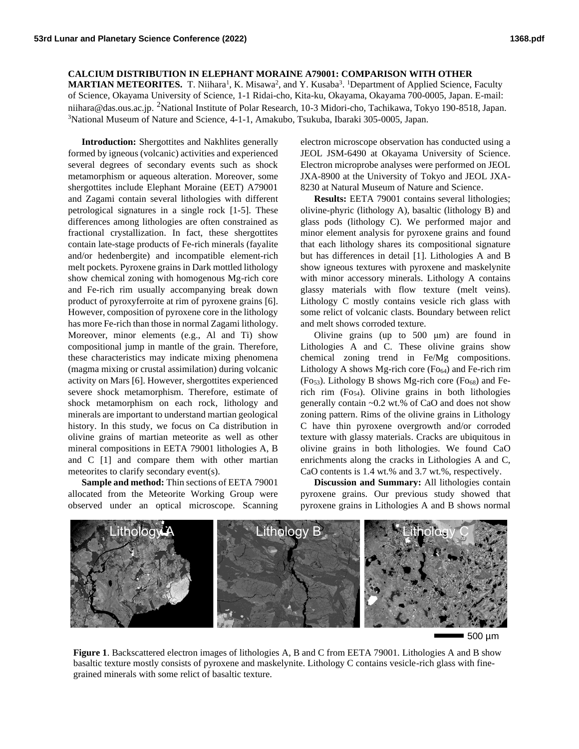**CALCIUM DISTRIBUTION IN ELEPHANT MORAINE A79001: COMPARISON WITH OTHER MARTIAN METEORITES.** T. Niihara[1], K. Misawa[2], and Y. Kusaba[3]. [1]Department of Applied Science, Faculty of Science, Okayama University of Science, 1-1 Ridai-cho, Kita-ku, Okayama, Okayama 700-0005, Japan. E-mail: niihara@das.ous.ac.jp. [2]National Institute of Polar Research, 10-3 Midori-cho, Tachikawa, Tokyo 190-8518, Japan. [3]National Museum of Nature and Science, 4-1-1, Amakubo, Tsukuba, Ibaraki 305-0005, Japan.

**Introduction:** Shergottites and Nakhlites generally formed by igneous (volcanic) activities and experienced several degrees of secondary events such as shock metamorphism or aqueous alteration. Moreover, some shergottites include Elephant Moraine (EET) A79001 and Zagami contain several lithologies with different petrological signatures in a single rock [1-5]. These differences among lithologies are often constrained as fractional crystallization. In fact, these shergottites contain late-stage products of Fe-rich minerals (fayalite and/or hedenbergite) and incompatible element-rich melt pockets. Pyroxene grains in Dark mottled lithology show chemical zoning with homogenous Mg-rich core and Fe-rich rim usually accompanying break down product of pyroxyferroite at rim of pyroxene grains [6]. However, composition of pyroxene core in the lithology has more Fe-rich than those in normal Zagami lithology. Moreover, minor elements (e.g., Al and Ti) show compositional jump in mantle of the grain. Therefore, these characteristics may indicate mixing phenomena (magma mixing or crustal assimilation) during volcanic activity on Mars [6]. However, shergottites experienced severe shock metamorphism. Therefore, estimate of shock metamorphism on each rock, lithology and minerals are important to understand martian geological history. In this study, we focus on Ca distribution in olivine grains of martian meteorite as well as other mineral compositions in EETA 79001 lithologies A, B and C [1] and compare them with other martian meteorites to clarify secondary event(s).

**Sample and method:** Thin sections of EETA 79001 allocated from the Meteorite Working Group were observed under an optical microscope. Scanning electron microscope observation has conducted using a JEOL JSM-6490 at Okayama University of Science. Electron microprobe analyses were performed on JEOL JXA-8900 at the University of Tokyo and JEOL JXA-8230 at Natural Museum of Nature and Science.

**Results:** EETA 79001 contains several lithologies; olivine-phyric (lithology A), basaltic (lithology B) and glass pods (lithology C). We performed major and minor element analysis for pyroxene grains and found that each lithology shares its compositional signature but has differences in detail [1]. Lithologies A and B show igneous textures with pyroxene and maskelynite with minor accessory minerals. Lithology A contains glassy materials with flow texture (melt veins). Lithology C mostly contains vesicle rich glass with some relict of volcanic clasts. Boundary between relict and melt shows corroded texture.

Olivine grains (up to 500 μm) are found in Lithologies A and C. These olivine grains show chemical zoning trend in Fe/Mg compositions. Lithology A shows Mg-rich core ($Fo_{64}$) and Fe-rich rim ($Fo_{53}$). Lithology B shows Mg-rich core ($Fo_{68}$) and Fe-rich rim ($Fo_{54}$). Olivine grains in both lithologies generally contain ~0.2 wt.% of CaO and does not show zoning pattern. Rims of the olivine grains in Lithology C have thin pyroxene overgrowth and/or corroded texture with glassy materials. Cracks are ubiquitous in olivine grains in both lithologies. We found CaO enrichments along the cracks in Lithologies A and C, CaO contents is 1.4 wt.% and 3.7 wt.%, respectively.

**Discussion and Summary:** All lithologies contain pyroxene grains. Our previous study showed that pyroxene grains in Lithologies A and B shows normal

**Figure 1**. Backscattered electron images of lithologies A, B and C from EETA 79001. Lithologies A and B show basaltic texture mostly consists of pyroxene and maskelynite. Lithology C contains vesicle-rich glass with fine-grained minerals with some relict of basaltic texture.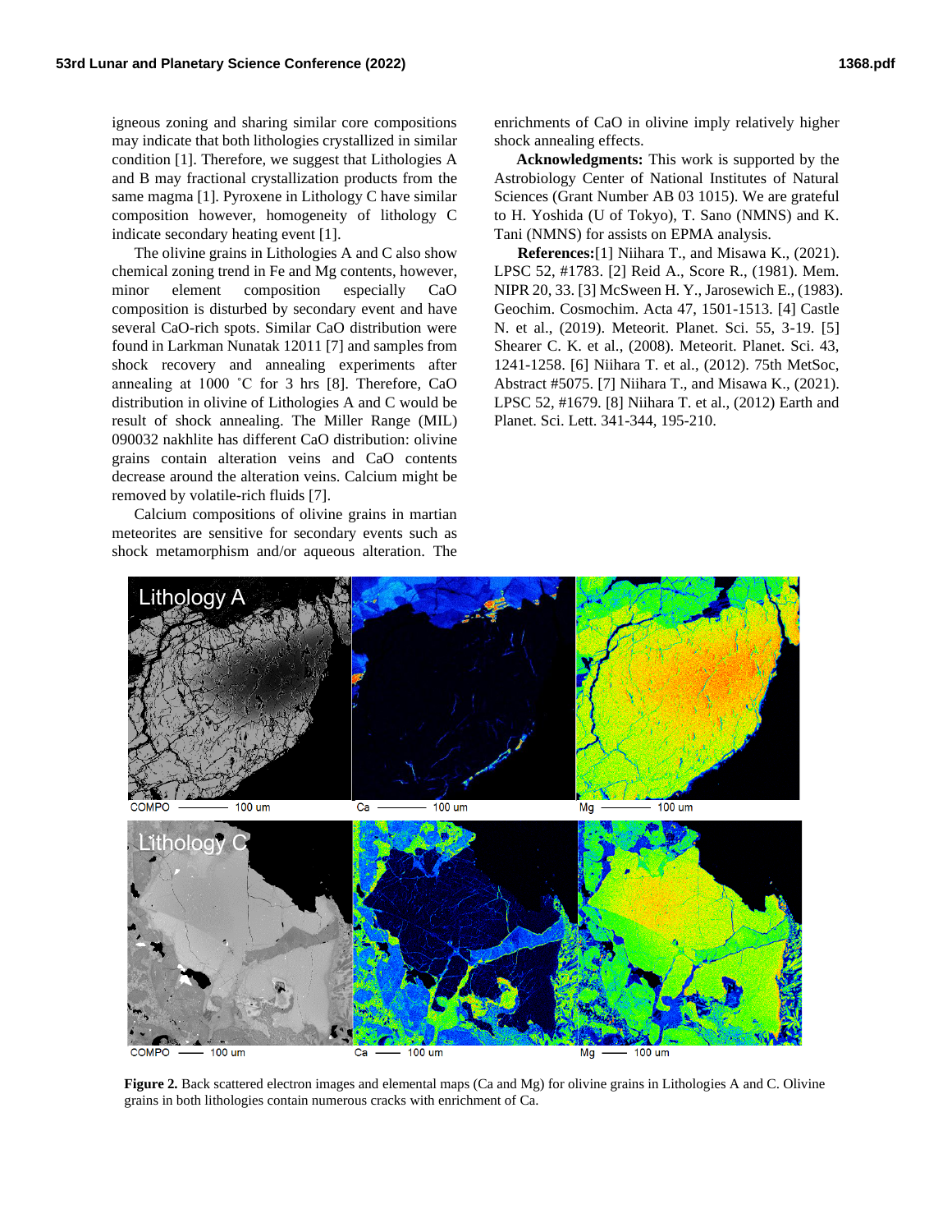igneous zoning and sharing similar core compositions may indicate that both lithologies crystallized in similar condition [1]. Therefore, we suggest that Lithologies A and B may fractional crystallization products from the same magma [1]. Pyroxene in Lithology C have similar composition however, homogeneity of lithology C indicate secondary heating event [1].

The olivine grains in Lithologies A and C also show chemical zoning trend in Fe and Mg contents, however, minor element composition especially CaO composition is disturbed by secondary event and have several CaO-rich spots. Similar CaO distribution were found in Larkman Nunatak 12011 [7] and samples from shock recovery and annealing experiments after annealing at 1000 ˚C for 3 hrs [8]. Therefore, CaO distribution in olivine of Lithologies A and C would be result of shock annealing. The Miller Range (MIL) 090032 nakhlite has different CaO distribution: olivine grains contain alteration veins and CaO contents decrease around the alteration veins. Calcium might be removed by volatile-rich fluids [7].

Calcium compositions of olivine grains in martian meteorites are sensitive for secondary events such as shock metamorphism and/or aqueous alteration. The enrichments of CaO in olivine imply relatively higher shock annealing effects.

**Acknowledgments:** This work is supported by the Astrobiology Center of National Institutes of Natural Sciences (Grant Number AB 03 1015). We are grateful to H. Yoshida (U of Tokyo), T. Sano (NMNS) and K. Tani (NMNS) for assists on EPMA analysis.

**References:** [1] Niihara T., and Misawa K., (2021). LPSC 52, #1783. [2] Reid A., Score R., (1981). Mem. NIPR 20, 33. [3] McSween H. Y., Jarosewich E., (1983). Geochim. Cosmochim. Acta 47, 1501-1513. [4] Castle N. et al., (2019). Meteorit. Planet. Sci. 55, 3-19. [5] Shearer C. K. et al., (2008). Meteorit. Planet. Sci. 43, 1241-1258. [6] Niihara T. et al., (2012). 75th MetSoc, Abstract #5075. [7] Niihara T., and Misawa K., (2021). LPSC 52, #1679. [8] Niihara T. et al., (2012) Earth and Planet. Sci. Lett. 341-344, 195-210.

Lithology A

COMPO 100 um

Ca 100 um

Mg 100 um

Lithology C

COMPO 100 um

Ca 100 um

Mg 100 um

**Figure 2.** Back scattered electron images and elemental maps (Ca and Mg) for olivine grains in Lithologies A and C. Olivine grains in both lithologies contain numerous cracks with enrichment of Ca.